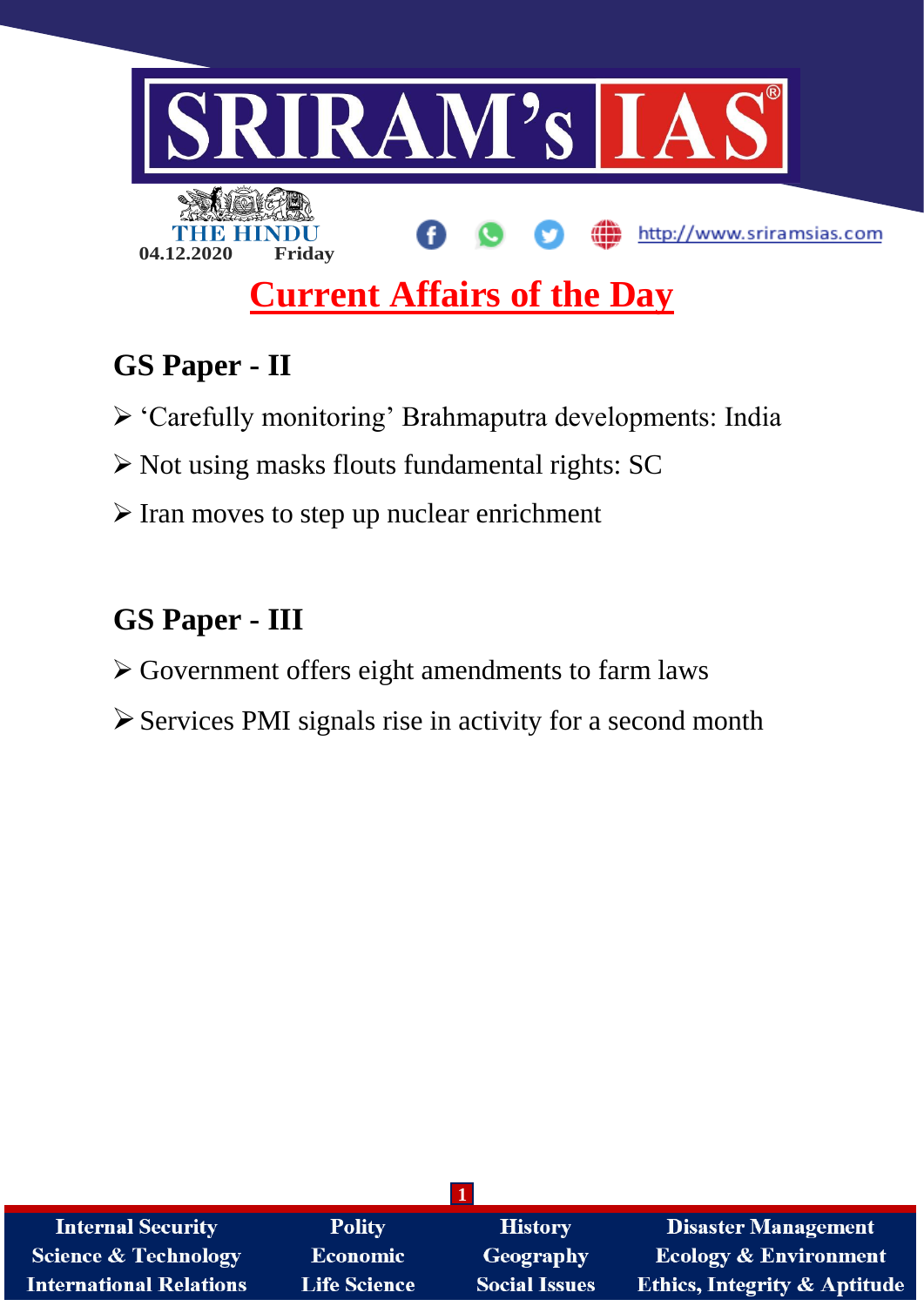04.12.2020 Friday

# Current Affairs of the Day

## GS Paper - II

- ‘Carefully monitoring’ Brahmaputra developments: India
- Not using masks flouts fundamental rights: SC
- Iran moves to step up nuclear enrichment

## GS Paper - III

- Government offers eight amendments to farm laws
- Services PMI signals rise in activity for a second month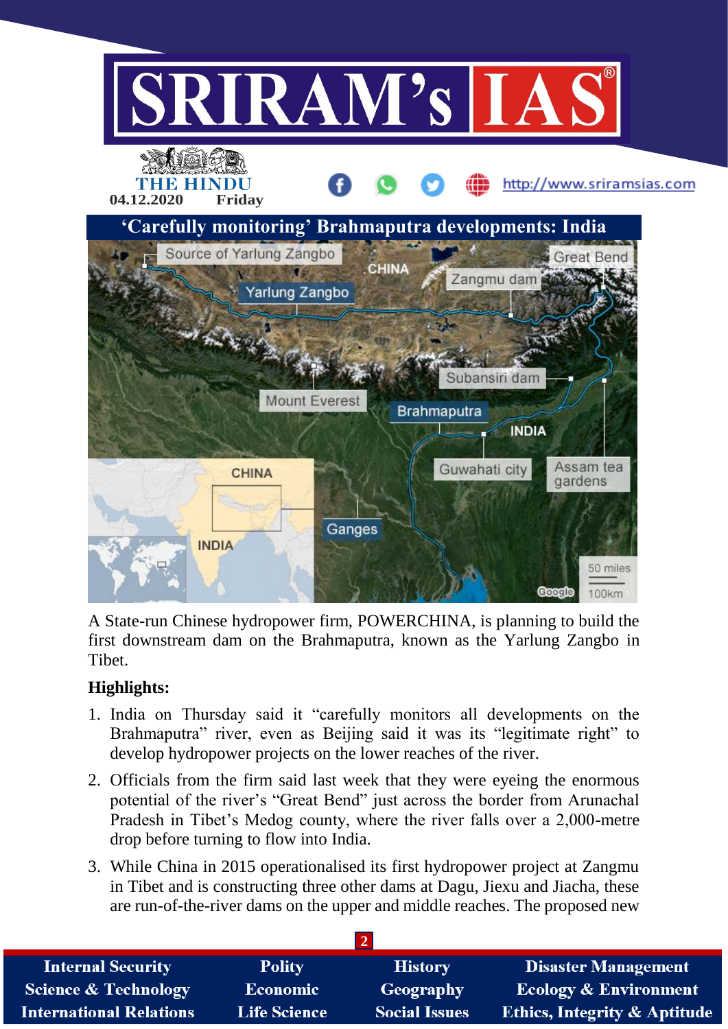## ‘Carefully monitoring’ Brahmaputra developments: India

A State-run Chinese hydropower firm, POWERCHINA, is planning to build the first downstream dam on the Brahmaputra, known as the Yarlung Zangbo in Tibet.

**Highlights:**

1. India on Thursday said it “carefully monitors all developments on the Brahmaputra” river, even as Beijing said it was its “legitimate right” to develop hydropower projects on the lower reaches of the river.
2. Officials from the firm said last week that they were eyeing the enormous potential of the river’s “Great Bend” just across the border from Arunachal Pradesh in Tibet’s Medog county, where the river falls over a 2,000-metre drop before turning to flow into India.
3. While China in 2015 operationalised its first hydropower project at Zangmu in Tibet and is constructing three other dams at Dagu, Jiexu and Jiacha, these are run-of-the-river dams on the upper and middle reaches. The proposed new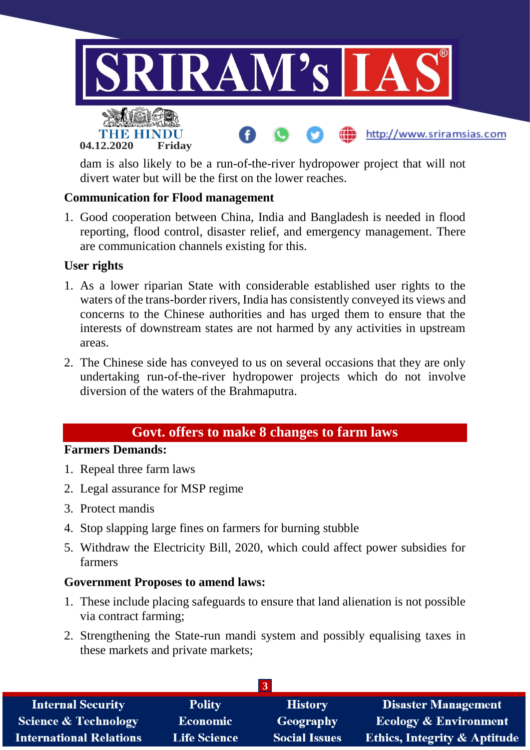dam is also likely to be a run-of-the-river hydropower project that will not divert water but will be the first on the lower reaches.

**Communication for Flood management**

1. Good cooperation between China, India and Bangladesh is needed in flood reporting, flood control, disaster relief, and emergency management. There are communication channels existing for this.

**User rights**

1. As a lower riparian State with considerable established user rights to the waters of the trans-border rivers, India has consistently conveyed its views and concerns to the Chinese authorities and has urged them to ensure that the interests of downstream states are not harmed by any activities in upstream areas.
2. The Chinese side has conveyed to us on several occasions that they are only undertaking run-of-the-river hydropower projects which do not involve diversion of the waters of the Brahmaputra.

## Govt. offers to make 8 changes to farm laws

**Farmers Demands:**

1. Repeal three farm laws
2. Legal assurance for MSP regime
3. Protect mandis
4. Stop slapping large fines on farmers for burning stubble
5. Withdraw the Electricity Bill, 2020, which could affect power subsidies for farmers

**Government Proposes to amend laws:**

1. These include placing safeguards to ensure that land alienation is not possible via contract farming;
2. Strengthening the State-run mandi system and possibly equalising taxes in these markets and private markets;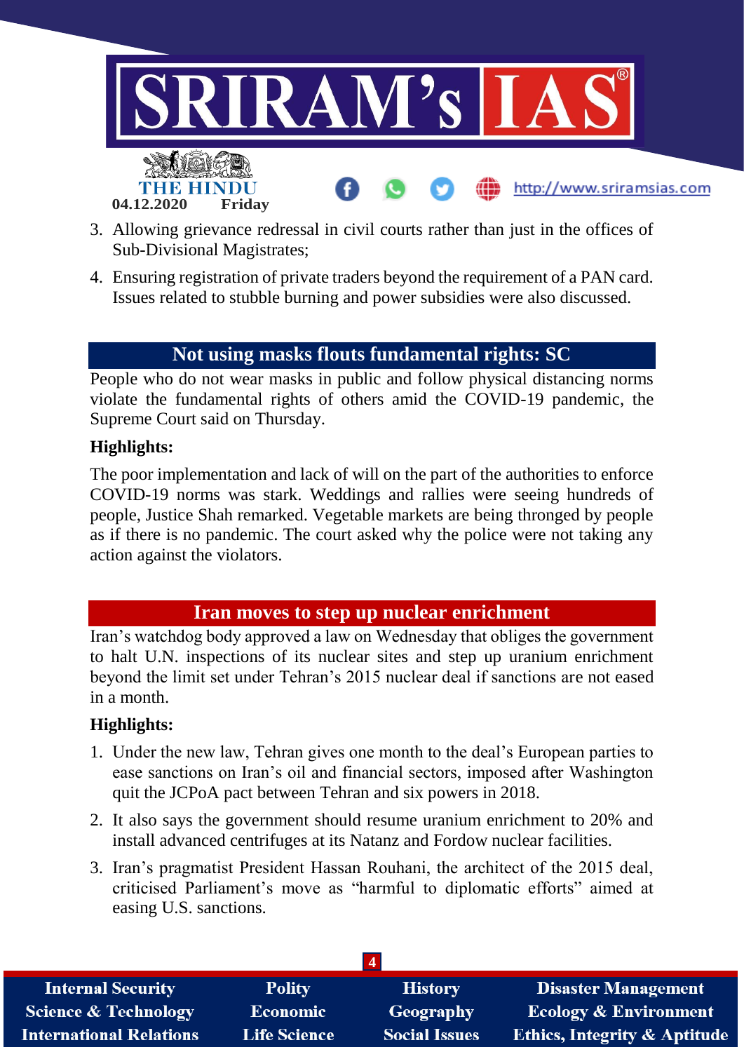3. Allowing grievance redressal in civil courts rather than just in the offices of Sub-Divisional Magistrates;
4. Ensuring registration of private traders beyond the requirement of a PAN card. Issues related to stubble burning and power subsidies were also discussed.

## Not using masks flouts fundamental rights: SC

People who do not wear masks in public and follow physical distancing norms violate the fundamental rights of others amid the COVID-19 pandemic, the Supreme Court said on Thursday.

**Highlights:**

The poor implementation and lack of will on the part of the authorities to enforce COVID-19 norms was stark. Weddings and rallies were seeing hundreds of people, Justice Shah remarked. Vegetable markets are being thronged by people as if there is no pandemic. The court asked why the police were not taking any action against the violators.

## Iran moves to step up nuclear enrichment

Iran's watchdog body approved a law on Wednesday that obliges the government to halt U.N. inspections of its nuclear sites and step up uranium enrichment beyond the limit set under Tehran's 2015 nuclear deal if sanctions are not eased in a month.

**Highlights:**

1. Under the new law, Tehran gives one month to the deal's European parties to ease sanctions on Iran's oil and financial sectors, imposed after Washington quit the JCPoA pact between Tehran and six powers in 2018.
2. It also says the government should resume uranium enrichment to 20% and install advanced centrifuges at its Natanz and Fordow nuclear facilities.
3. Iran's pragmatist President Hassan Rouhani, the architect of the 2015 deal, criticised Parliament's move as "harmful to diplomatic efforts" aimed at easing U.S. sanctions.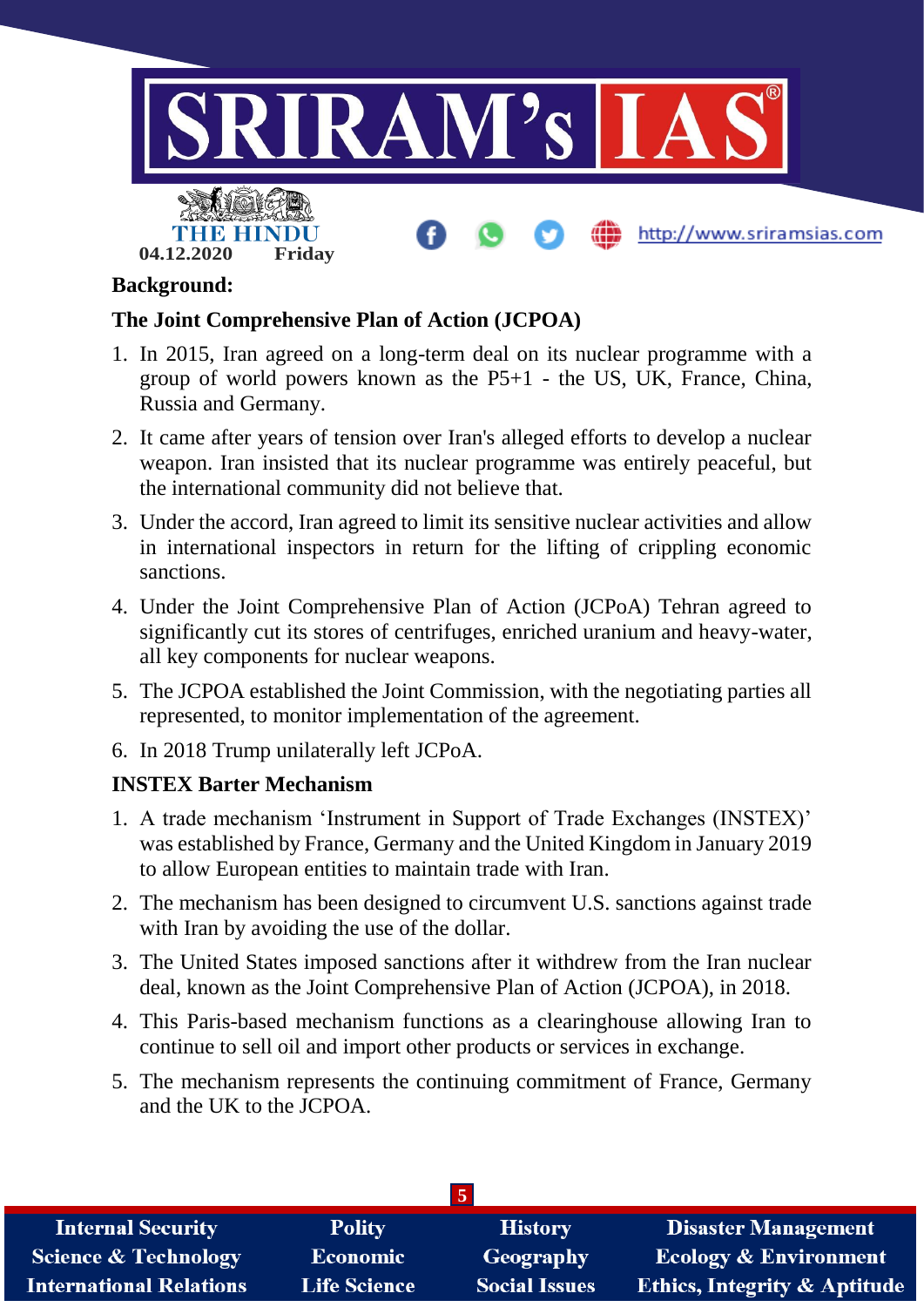**Background:**

**The Joint Comprehensive Plan of Action (JCPOA)**

1. In 2015, Iran agreed on a long-term deal on its nuclear programme with a group of world powers known as the P5+1 - the US, UK, France, China, Russia and Germany.
2. It came after years of tension over Iran's alleged efforts to develop a nuclear weapon. Iran insisted that its nuclear programme was entirely peaceful, but the international community did not believe that.
3. Under the accord, Iran agreed to limit its sensitive nuclear activities and allow in international inspectors in return for the lifting of crippling economic sanctions.
4. Under the Joint Comprehensive Plan of Action (JCPoA) Tehran agreed to significantly cut its stores of centrifuges, enriched uranium and heavy-water, all key components for nuclear weapons.
5. The JCPOA established the Joint Commission, with the negotiating parties all represented, to monitor implementation of the agreement.
6. In 2018 Trump unilaterally left JCPoA.

**INSTEX Barter Mechanism**

1. A trade mechanism 'Instrument in Support of Trade Exchanges (INSTEX)' was established by France, Germany and the United Kingdom in January 2019 to allow European entities to maintain trade with Iran.
2. The mechanism has been designed to circumvent U.S. sanctions against trade with Iran by avoiding the use of the dollar.
3. The United States imposed sanctions after it withdrew from the Iran nuclear deal, known as the Joint Comprehensive Plan of Action (JCPOA), in 2018.
4. This Paris-based mechanism functions as a clearinghouse allowing Iran to continue to sell oil and import other products or services in exchange.
5. The mechanism represents the continuing commitment of France, Germany and the UK to the JCPOA.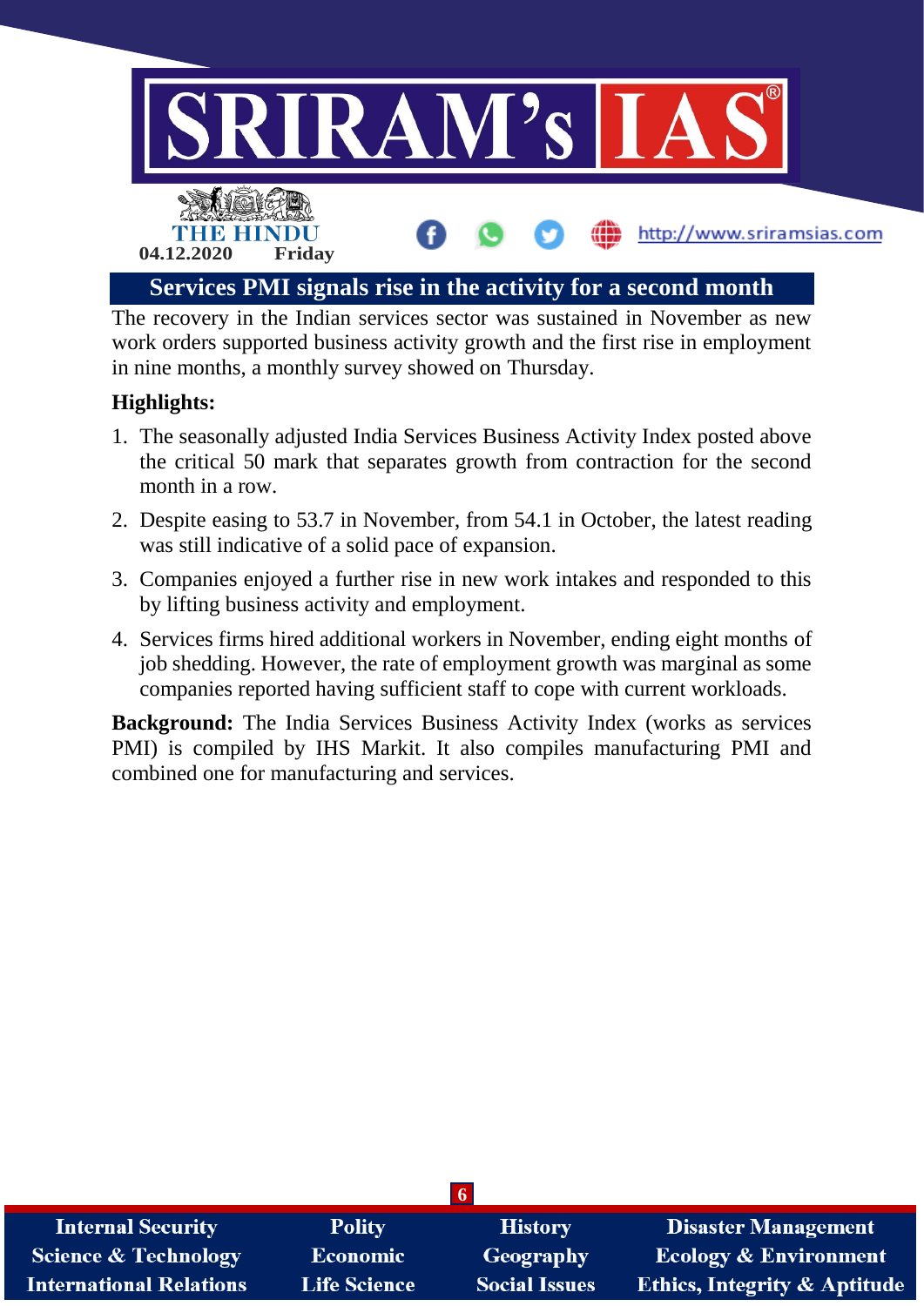## Services PMI signals rise in the activity for a second month

The recovery in the Indian services sector was sustained in November as new work orders supported business activity growth and the first rise in employment in nine months, a monthly survey showed on Thursday.

**Highlights:**

1. The seasonally adjusted India Services Business Activity Index posted above the critical 50 mark that separates growth from contraction for the second month in a row.
2. Despite easing to 53.7 in November, from 54.1 in October, the latest reading was still indicative of a solid pace of expansion.
3. Companies enjoyed a further rise in new work intakes and responded to this by lifting business activity and employment.
4. Services firms hired additional workers in November, ending eight months of job shedding. However, the rate of employment growth was marginal as some companies reported having sufficient staff to cope with current workloads.

**Background:** The India Services Business Activity Index (works as services PMI) is compiled by IHS Markit. It also compiles manufacturing PMI and combined one for manufacturing and services.